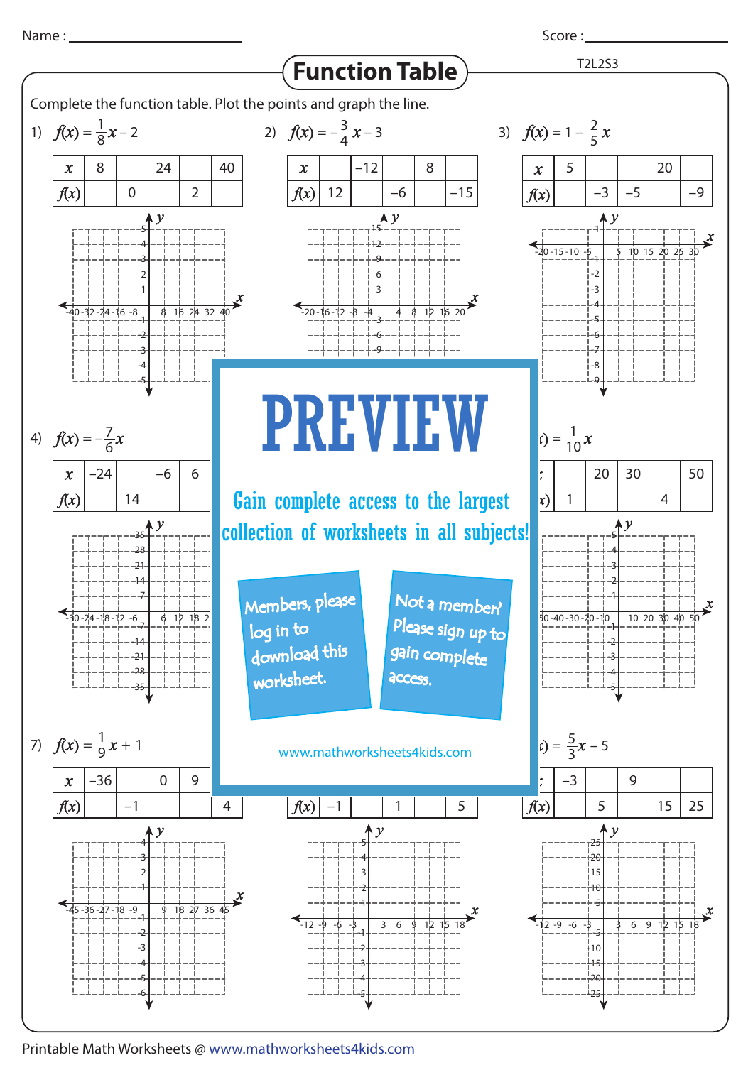Name : ________________ Score : ________________

# Function Table

T2L2S3

Complete the function table. Plot the points and graph the line.

1) $f(x) = \frac{1}{8}x - 2$

| $x$ | 8 | | 24 | | 40 |
|---|---|---|---|---|---|
| $f(x)$ | | 0 | | 2 | |

2) $f(x) = -\frac{3}{4}x - 3$

| $x$ | | −12 | | 8 | |
|---|---|---|---|---|---|
| $f(x)$ | 12 | | −6 | | −15 |

3) $f(x) = 1 - \frac{2}{5}x$

| $x$ | 5 | | | 20 | |
|---|---|---|---|---|---|
| $f(x)$ | | −3 | −5 | | −9 |

4) $f(x) = -\frac{7}{6}x$

| $x$ | −24 | | −6 | 6 | |
|---|---|---|---|---|---|
| $f(x)$ | | 14 | | | |

# PREVIEW

Gain complete access to the largest collection of worksheets in all subjects!

Members, please log in to download this worksheet.

Not a member? Please sign up to gain complete access.

www.mathworksheets4kids.com

$f(x) = \frac{1}{10}x$

| $x$ | | 20 | 30 | | 50 |
|---|---|---|---|---|---|
| $f(x)$ | 1 | | | 4 | |

7) $f(x) = \frac{1}{9}x + 1$

| $x$ | −36 | | 0 | 9 | |
|---|---|---|---|---|---|
| $f(x)$ | | −1 | | | 4 |

| $f(x)$ | −1 | | 1 | | 5 |
|---|---|---|---|---|---|

$f(x) = \frac{5}{3}x - 5$

| $x$ | −3 | | 9 | | |
|---|---|---|---|---|---|
| $f(x)$ | | 5 | | 15 | 25 |

Printable Math Worksheets @ www.mathworksheets4kids.com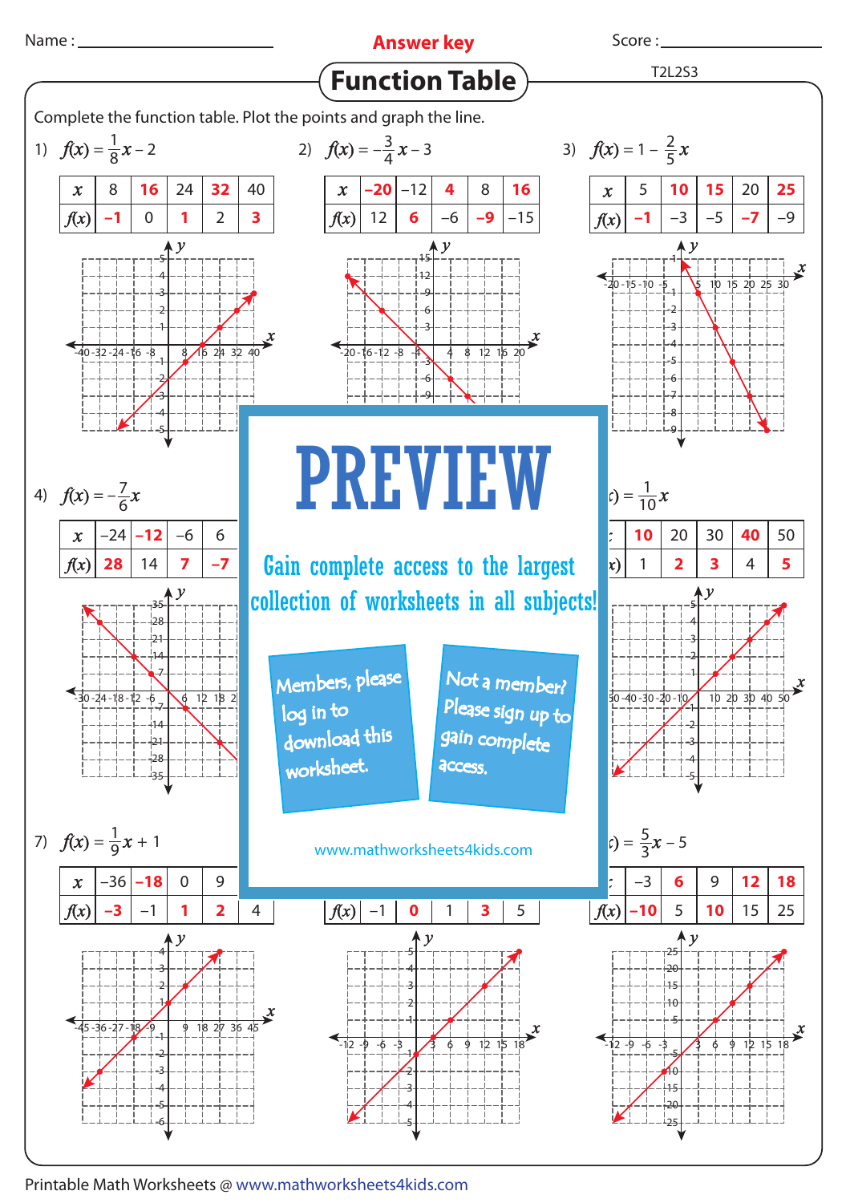Name : ________________ **Answer key** Score : ________________

# Function Table

T2L2S3

Complete the function table. Plot the points and graph the line.

1) $f(x) = \frac{1}{8}x - 2$

| $x$ | 8 | **16** | 24 | **32** | 40 |
|---|---|---|---|---|---|
| $f(x)$ | **−1** | 0 | **1** | 2 | **3** |

y
5
4
3
2
1
-40 -32 -24 -16 -8 8 16 24 32 40 x
-1
-2
-3
-4
-5

2) $f(x) = -\frac{3}{4}x - 3$

| $x$ | **−20** | −12 | **4** | 8 | **16** |
|---|---|---|---|---|---|
| $f(x)$ | 12 | **6** | −6 | **−9** | −15 |

y
15
12
9
6
3
-20 -16 -12 -8 -4 4 8 12 16 20 x
-3
-6
-9

3) $f(x) = 1 - \frac{2}{5}x$

| $x$ | 5 | **10** | **15** | 20 | **25** |
|---|---|---|---|---|---|
| $f(x)$ | **−1** | −3 | −5 | **−7** | −9 |

y
1
-20 -15 -10 -5 5 10 15 20 25 30 x
-1
-2
-3
-4
-5
-6
-7
-8
-9

4) $f(x) = -\frac{7}{6}x$

| $x$ | −24 | **−12** | −6 | 6 |
|---|---|---|---|---|
| $f(x)$ | **28** | 14 | **7** | **−7** |

y
35
28
21
14
7
-30 -24 -18 -12 -6 6 12 18 2 x
-7
-14
-21
-28
-35

$) = \frac{1}{10}x$

| | **10** | 20 | 30 | **40** | 50 |
|---|---|---|---|---|---|
| | 1 | **2** | **3** | 4 | **5** |

y
5
4
3
2
1
50 -40 -30 -20 -10 10 20 30 40 50 x
-1
-2
-3
-4
-5

7) $f(x) = \frac{1}{9}x + 1$

| $x$ | −36 | **−18** | 0 | 9 |
|---|---|---|---|---|
| $f(x)$ | **−3** | −1 | **1** | **2** | 4 |

y
4
3
2
1
-45 -36 -27 -18 -9 9 18 27 36 45 x
-1
-2
-3
-4
-5
-6

| | | | | | |
|---|---|---|---|---|---|
| $f(x)$ | −1 | **0** | 1 | **3** | 5 |

y
5
4
3
2
1
-12 -9 -6 -3 3 6 9 12 15 18 x
-1
-2
-3
-4
-5

$) = \frac{5}{3}x - 5$

| | −3 | **6** | 9 | **12** | **18** |
|---|---|---|---|---|---|
| $f(x)$ | **−10** | 5 | **10** | 15 | 25 |

y
25
20
15
10
5
-12 -9 -6 -3 3 6 9 12 15 18 x
-5
-10
-15
-20
-25

PREVIEW

Gain complete access to the largest collection of worksheets in all subjects!

Members, please log in to download this worksheet.

Not a member? Please sign up to gain complete access.

www.mathworksheets4kids.com